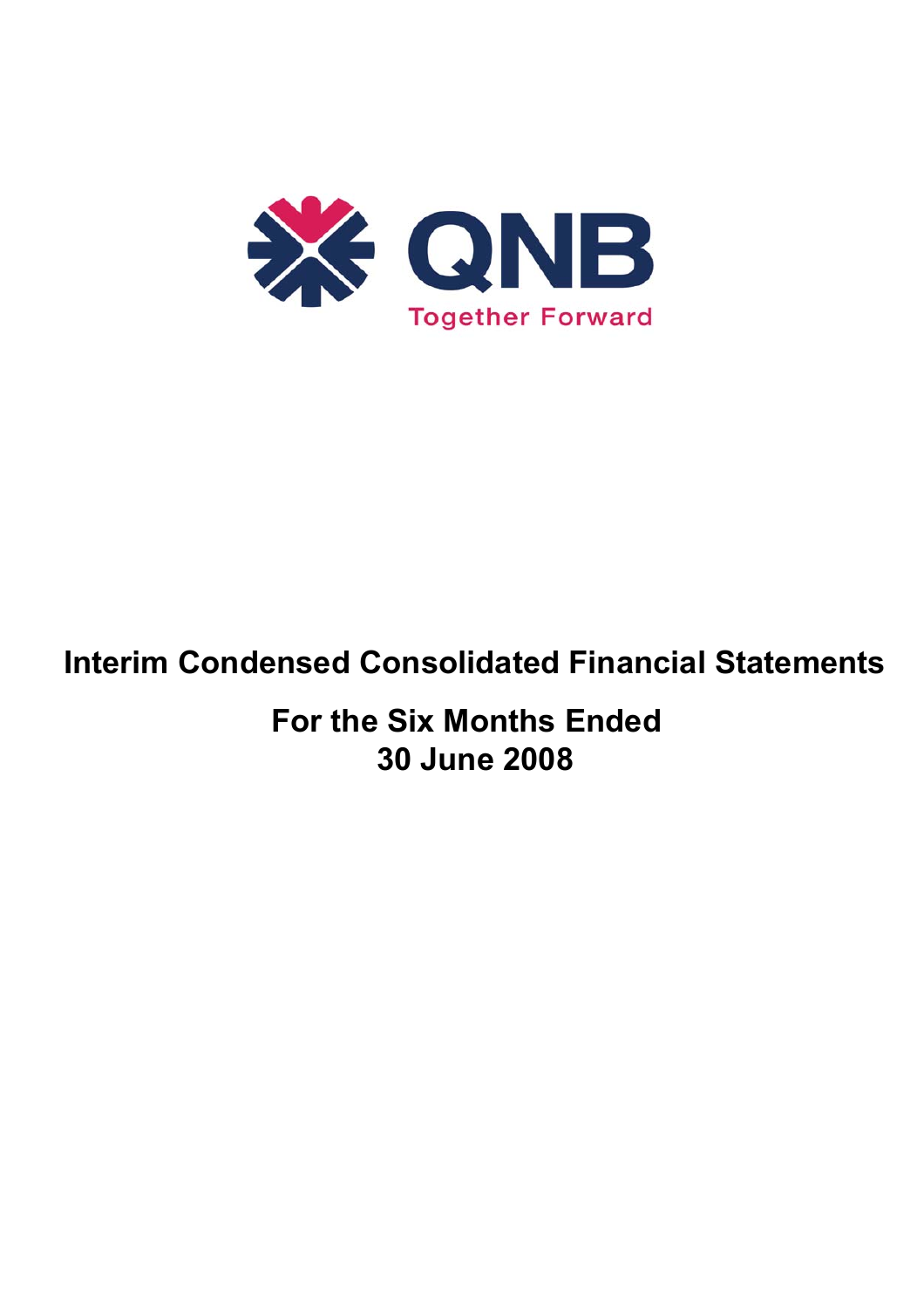QNB

Together Forward

# Interim Condensed Consolidated Financial Statements

## For the Six Months Ended 30 June 2008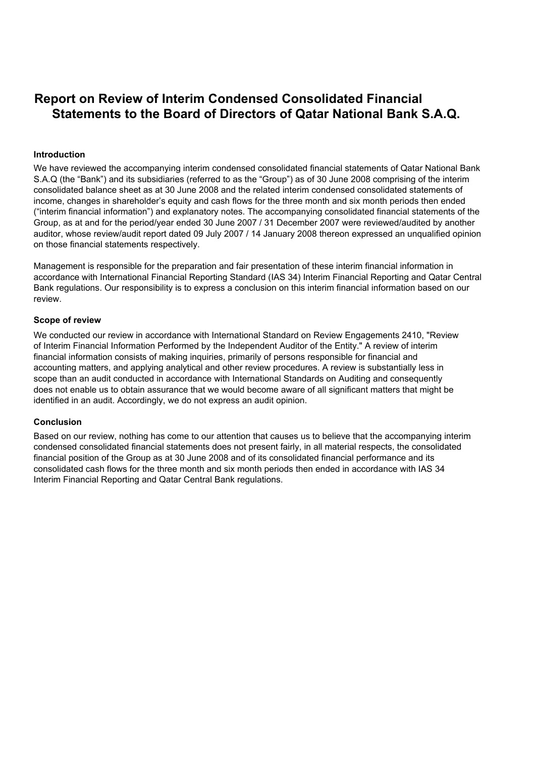# Report on Review of Interim Condensed Consolidated Financial Statements to the Board of Directors of Qatar National Bank S.A.Q.

### Introduction

We have reviewed the accompanying interim condensed consolidated financial statements of Qatar National Bank S.A.Q (the "Bank") and its subsidiaries (referred to as the "Group") as of 30 June 2008 comprising of the interim consolidated balance sheet as at 30 June 2008 and the related interim condensed consolidated statements of income, changes in shareholder's equity and cash flows for the three month and six month periods then ended ("interim financial information") and explanatory notes. The accompanying consolidated financial statements of the Group, as at and for the period/year ended 30 June 2007 / 31 December 2007 were reviewed/audited by another auditor, whose review/audit report dated 09 July 2007 / 14 January 2008 thereon expressed an unqualified opinion on those financial statements respectively.

Management is responsible for the preparation and fair presentation of these interim financial information in accordance with International Financial Reporting Standard (IAS 34) Interim Financial Reporting and Qatar Central Bank regulations. Our responsibility is to express a conclusion on this interim financial information based on our review.

### Scope of review

We conducted our review in accordance with International Standard on Review Engagements 2410, "Review of Interim Financial Information Performed by the Independent Auditor of the Entity." A review of interim financial information consists of making inquiries, primarily of persons responsible for financial and accounting matters, and applying analytical and other review procedures. A review is substantially less in scope than an audit conducted in accordance with International Standards on Auditing and consequently does not enable us to obtain assurance that we would become aware of all significant matters that might be identified in an audit. Accordingly, we do not express an audit opinion.

### Conclusion

Based on our review, nothing has come to our attention that causes us to believe that the accompanying interim condensed consolidated financial statements does not present fairly, in all material respects, the consolidated financial position of the Group as at 30 June 2008 and of its consolidated financial performance and its consolidated cash flows for the three month and six month periods then ended in accordance with IAS 34 Interim Financial Reporting and Qatar Central Bank regulations.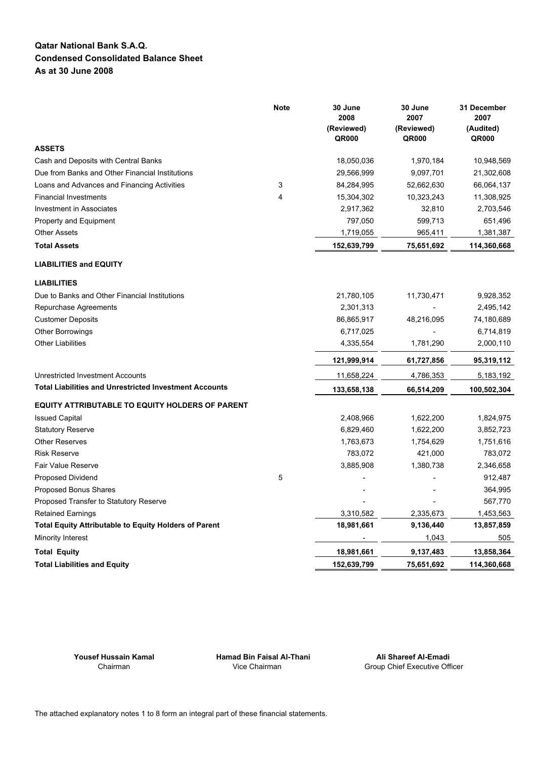**Qatar National Bank S.A.Q.**
**Condensed Consolidated Balance Sheet**
**As at 30 June 2008**

| | Note | 30 June 2008 (Reviewed) QR000 | 30 June 2007 (Reviewed) QR000 | 31 December 2007 (Audited) QR000 |
|---|---|---|---|---|
| **ASSETS** | | | | |
| Cash and Deposits with Central Banks | | 18,050,036 | 1,970,184 | 10,948,569 |
| Due from Banks and Other Financial Institutions | | 29,566,999 | 9,097,701 | 21,302,608 |
| Loans and Advances and Financing Activities | 3 | 84,284,995 | 52,662,630 | 66,064,137 |
| Financial Investments | 4 | 15,304,302 | 10,323,243 | 11,308,925 |
| Investment in Associates | | 2,917,362 | 32,810 | 2,703,546 |
| Property and Equipment | | 797,050 | 599,713 | 651,496 |
| Other Assets | | 1,719,055 | 965,411 | 1,381,387 |
| **Total Assets** | | **152,639,799** | **75,651,692** | **114,360,668** |
| **LIABILITIES and EQUITY** | | | | |
| **LIABILITIES** | | | | |
| Due to Banks and Other Financial Institutions | | 21,780,105 | 11,730,471 | 9,928,352 |
| Repurchase Agreements | | 2,301,313 | - | 2,495,142 |
| Customer Deposits | | 86,865,917 | 48,216,095 | 74,180,689 |
| Other Borrowings | | 6,717,025 | - | 6,714,819 |
| Other Liabilities | | 4,335,554 | 1,781,290 | 2,000,110 |
| | | **121,999,914** | **61,727,856** | **95,319,112** |
| Unrestricted Investment Accounts | | 11,658,224 | 4,786,353 | 5,183,192 |
| **Total Liabilities and Unrestricted Investment Accounts** | | **133,658,138** | **66,514,209** | **100,502,304** |
| **EQUITY ATTRIBUTABLE TO EQUITY HOLDERS OF PARENT** | | | | |
| Issued Capital | | 2,408,966 | 1,622,200 | 1,824,975 |
| Statutory Reserve | | 6,829,460 | 1,622,200 | 3,852,723 |
| Other Reserves | | 1,763,673 | 1,754,629 | 1,751,616 |
| Risk Reserve | | 783,072 | 421,000 | 783,072 |
| Fair Value Reserve | | 3,885,908 | 1,380,738 | 2,346,658 |
| Proposed Dividend | 5 | - | - | 912,487 |
| Proposed Bonus Shares | | - | - | 364,995 |
| Proposed Transfer to Statutory Reserve | | - | - | 567,770 |
| Retained Earnings | | 3,310,582 | 2,335,673 | 1,453,563 |
| **Total Equity Attributable to Equity Holders of Parent** | | **18,981,661** | **9,136,440** | **13,857,859** |
| Minority Interest | | - | 1,043 | 505 |
| **Total Equity** | | **18,981,661** | **9,137,483** | **13,858,364** |
| **Total Liabilities and Equity** | | **152,639,799** | **75,651,692** | **114,360,668** |

**Yousef Hussain Kamal**
Chairman

**Hamad Bin Faisal Al-Thani**
Vice Chairman

**Ali Shareef Al-Emadi**
Group Chief Executive Officer

The attached explanatory notes 1 to 8 form an integral part of these financial statements.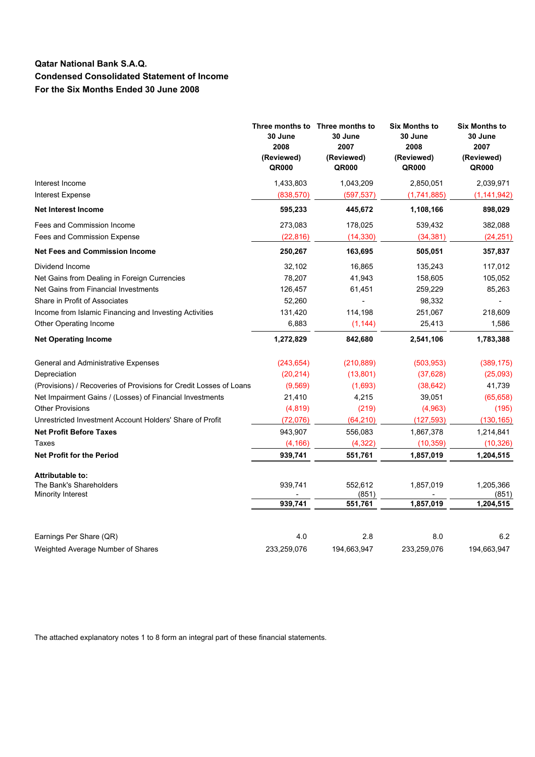**Qatar National Bank S.A.Q.**
**Condensed Consolidated Statement of Income**
**For the Six Months Ended 30 June 2008**

| | Three months to 30 June 2008 (Reviewed) QR000 | Three months to 30 June 2007 (Reviewed) QR000 | Six Months to 30 June 2008 (Reviewed) QR000 | Six Months to 30 June 2007 (Reviewed) QR000 |
|---|---|---|---|---|
| Interest Income | 1,433,803 | 1,043,209 | 2,850,051 | 2,039,971 |
| Interest Expense | (838,570) | (597,537) | (1,741,885) | (1,141,942) |
| **Net Interest Income** | **595,233** | **445,672** | **1,108,166** | **898,029** |
| Fees and Commission Income | 273,083 | 178,025 | 539,432 | 382,088 |
| Fees and Commission Expense | (22,816) | (14,330) | (34,381) | (24,251) |
| **Net Fees and Commission Income** | **250,267** | **163,695** | **505,051** | **357,837** |
| Dividend Income | 32,102 | 16,865 | 135,243 | 117,012 |
| Net Gains from Dealing in Foreign Currencies | 78,207 | 41,943 | 158,605 | 105,052 |
| Net Gains from Financial Investments | 126,457 | 61,451 | 259,229 | 85,263 |
| Share in Profit of Associates | 52,260 | - | 98,332 | - |
| Income from Islamic Financing and Investing Activities | 131,420 | 114,198 | 251,067 | 218,609 |
| Other Operating Income | 6,883 | (1,144) | 25,413 | 1,586 |
| **Net Operating Income** | **1,272,829** | **842,680** | **2,541,106** | **1,783,388** |
| General and Administrative Expenses | (243,654) | (210,889) | (503,953) | (389,175) |
| Depreciation | (20,214) | (13,801) | (37,628) | (25,093) |
| (Provisions) / Recoveries of Provisions for Credit Losses of Loans | (9,569) | (1,693) | (38,642) | 41,739 |
| Net Impairment Gains / (Losses) of Financial Investments | 21,410 | 4,215 | 39,051 | (65,658) |
| Other Provisions | (4,819) | (219) | (4,963) | (195) |
| Unrestricted Investment Account Holders' Share of Profit | (72,076) | (64,210) | (127,593) | (130,165) |
| **Net Profit Before Taxes** | 943,907 | 556,083 | 1,867,378 | 1,214,841 |
| Taxes | (4,166) | (4,322) | (10,359) | (10,326) |
| **Net Profit for the Period** | **939,741** | **551,761** | **1,857,019** | **1,204,515** |
| **Attributable to:** | | | | |
| The Bank's Shareholders | 939,741 | 552,612 | 1,857,019 | 1,205,366 |
| Minority Interest | - | (851) | - | (851) |
| | **939,741** | **551,761** | **1,857,019** | **1,204,515** |
| Earnings Per Share (QR) | 4.0 | 2.8 | 8.0 | 6.2 |
| Weighted Average Number of Shares | 233,259,076 | 194,663,947 | 233,259,076 | 194,663,947 |

The attached explanatory notes 1 to 8 form an integral part of these financial statements.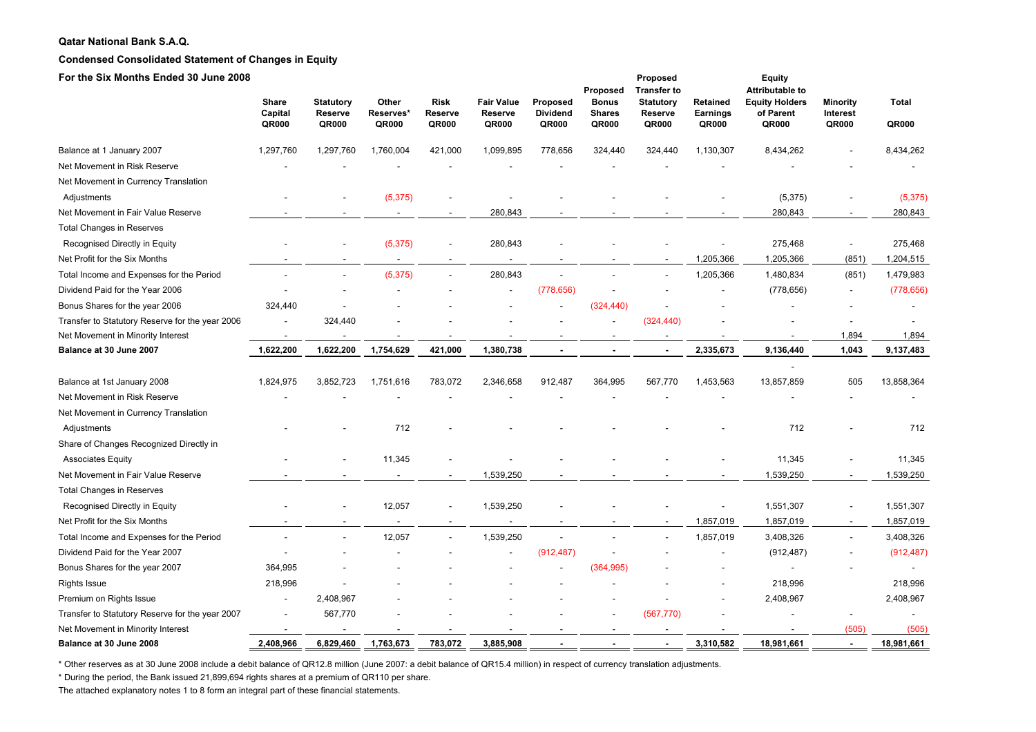**Qatar National Bank S.A.Q.**

**Condensed Consolidated Statement of Changes in Equity**

**For the Six Months Ended 30 June 2008**

| | Share Capital QR000 | Statutory Reserve QR000 | Other Reserves* QR000 | Risk Reserve QR000 | Fair Value Reserve QR000 | Proposed Dividend QR000 | Proposed Bonus Shares QR000 | Proposed Transfer to Statutory Reserve QR000 | Retained Earnings QR000 | Equity Attributable to Equity Holders of Parent QR000 | Minority Interest QR000 | Total QR000 |
|---|---|---|---|---|---|---|---|---|---|---|---|---|
| Balance at 1 January 2007 | 1,297,760 | 1,297,760 | 1,760,004 | 421,000 | 1,099,895 | 778,656 | 324,440 | 324,440 | 1,130,307 | 8,434,262 | - | 8,434,262 |
| Net Movement in Risk Reserve | - | - | - | - | - | - | - | - | - | - | - | - |
| Net Movement in Currency Translation Adjustments | - | - | (5,375) | - | - | - | - | - | - | (5,375) | - | (5,375) |
| Net Movement in Fair Value Reserve | - | - | - | - | 280,843 | - | - | - | - | 280,843 | - | 280,843 |
| Total Changes in Reserves Recognised Directly in Equity | - | - | (5,375) | - | 280,843 | - | - | - | - | 275,468 | - | 275,468 |
| Net Profit for the Six Months | - | - | - | - | - | - | - | - | 1,205,366 | 1,205,366 | (851) | 1,204,515 |
| Total Income and Expenses for the Period | - | - | (5,375) | - | 280,843 | - | - | - | 1,205,366 | 1,480,834 | (851) | 1,479,983 |
| Dividend Paid for the Year 2006 | - | - | - | - | - | (778,656) | - | - | - | (778,656) | - | (778,656) |
| Bonus Shares for the year 2006 | 324,440 | - | - | - | - | - | (324,440) | - | - | - | - | - |
| Transfer to Statutory Reserve for the year 2006 | - | 324,440 | - | - | - | - | - | (324,440) | - | - | - | - |
| Net Movement in Minority Interest | - | - | - | - | - | - | - | - | - | - | 1,894 | 1,894 |
| **Balance at 30 June 2007** | **1,622,200** | **1,622,200** | **1,754,629** | **421,000** | **1,380,738** | **-** | **-** | **-** | **2,335,673** | **9,136,440** | **1,043** | **9,137,483** |
| | | | | | | | | | | - | | |
| Balance at 1st January 2008 | 1,824,975 | 3,852,723 | 1,751,616 | 783,072 | 2,346,658 | 912,487 | 364,995 | 567,770 | 1,453,563 | 13,857,859 | 505 | 13,858,364 |
| Net Movement in Risk Reserve | - | - | - | - | - | - | - | - | - | - | - | - |
| Net Movement in Currency Translation Adjustments | - | - | 712 | - | - | - | - | - | - | 712 | - | 712 |
| Share of Changes Recognized Directly in Associates Equity | - | - | 11,345 | - | - | - | - | - | - | 11,345 | - | 11,345 |
| Net Movement in Fair Value Reserve | - | - | - | - | 1,539,250 | - | - | - | - | 1,539,250 | - | 1,539,250 |
| Total Changes in Reserves Recognised Directly in Equity | - | - | 12,057 | - | 1,539,250 | - | - | - | - | 1,551,307 | - | 1,551,307 |
| Net Profit for the Six Months | - | - | - | - | - | - | - | - | 1,857,019 | 1,857,019 | - | 1,857,019 |
| Total Income and Expenses for the Period | - | - | 12,057 | - | 1,539,250 | - | - | - | 1,857,019 | 3,408,326 | - | 3,408,326 |
| Dividend Paid for the Year 2007 | - | - | - | - | - | (912,487) | - | - | - | (912,487) | - | (912,487) |
| Bonus Shares for the year 2007 | 364,995 | - | - | - | - | - | (364,995) | - | - | - | - | - |
| Rights Issue | 218,996 | - | - | - | - | - | - | - | - | 218,996 | | 218,996 |
| Premium on Rights Issue | - | 2,408,967 | - | - | - | - | - | - | - | 2,408,967 | | 2,408,967 |
| Transfer to Statutory Reserve for the year 2007 | - | 567,770 | - | - | - | - | - | (567,770) | - | - | - | - |
| Net Movement in Minority Interest | - | - | - | - | - | - | - | - | - | - | (505) | (505) |
| **Balance at 30 June 2008** | **2,408,966** | **6,829,460** | **1,763,673** | **783,072** | **3,885,908** | **-** | **-** | **-** | **3,310,582** | **18,981,661** | **-** | **18,981,661** |

\* Other reserves as at 30 June 2008 include a debit balance of QR12.8 million (June 2007: a debit balance of QR15.4 million) in respect of currency translation adjustments.

\* During the period, the Bank issued 21,899,694 rights shares at a premium of QR110 per share.

The attached explanatory notes 1 to 8 form an integral part of these financial statements.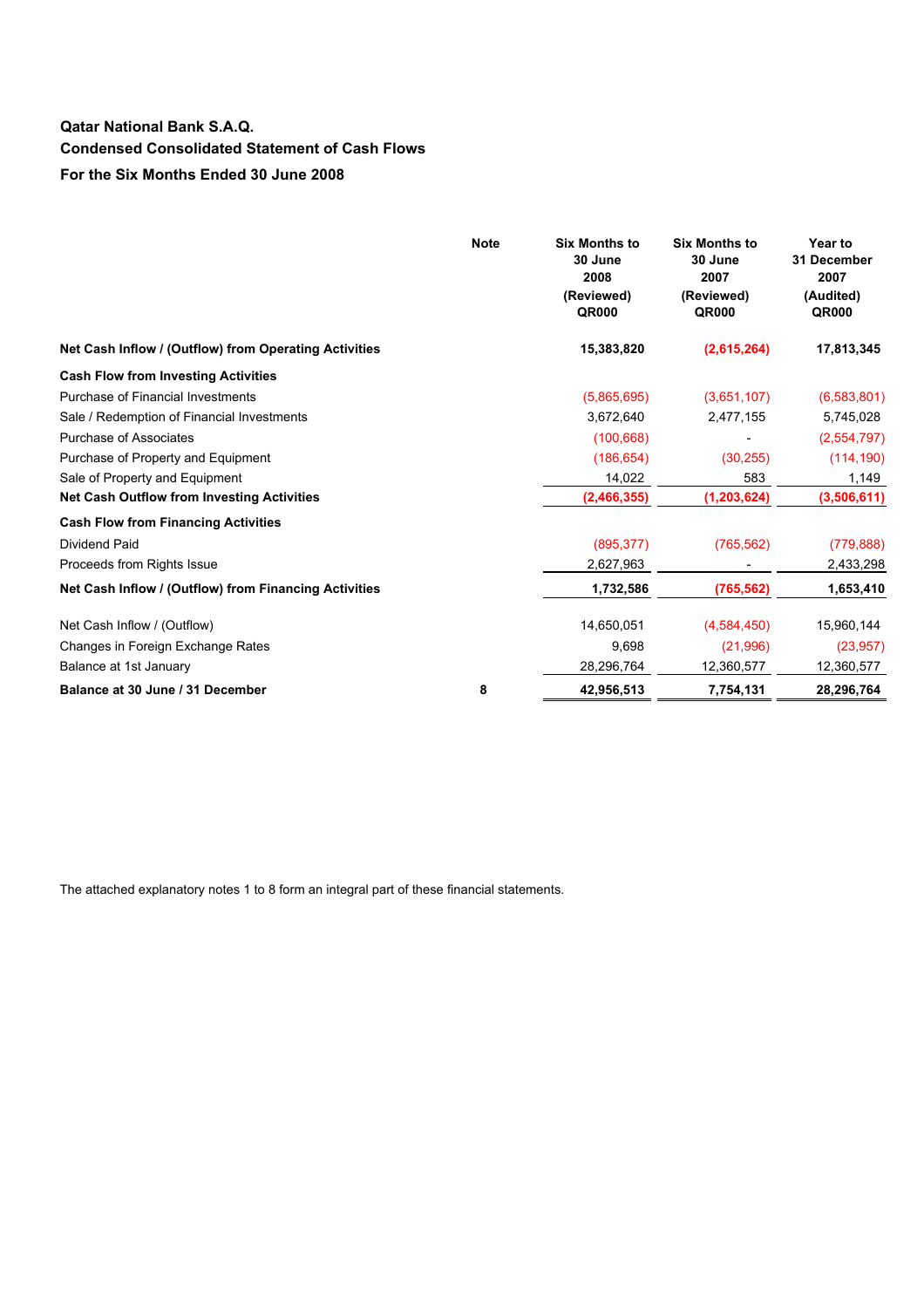## Qatar National Bank S.A.Q.

## Condensed Consolidated Statement of Cash Flows

## For the Six Months Ended 30 June 2008

| | Note | Six Months to 30 June 2008 (Reviewed) QR000 | Six Months to 30 June 2007 (Reviewed) QR000 | Year to 31 December 2007 (Audited) QR000 |
|---|---|---|---|---|
| **Net Cash Inflow / (Outflow) from Operating Activities** | | **15,383,820** | **(2,615,264)** | **17,813,345** |
| **Cash Flow from Investing Activities** | | | | |
| Purchase of Financial Investments | | (5,865,695) | (3,651,107) | (6,583,801) |
| Sale / Redemption of Financial Investments | | 3,672,640 | 2,477,155 | 5,745,028 |
| Purchase of Associates | | (100,668) | - | (2,554,797) |
| Purchase of Property and Equipment | | (186,654) | (30,255) | (114,190) |
| Sale of Property and Equipment | | 14,022 | 583 | 1,149 |
| **Net Cash Outflow from Investing Activities** | | **(2,466,355)** | **(1,203,624)** | **(3,506,611)** |
| **Cash Flow from Financing Activities** | | | | |
| Dividend Paid | | (895,377) | (765,562) | (779,888) |
| Proceeds from Rights Issue | | 2,627,963 | - | 2,433,298 |
| **Net Cash Inflow / (Outflow) from Financing Activities** | | **1,732,586** | **(765,562)** | **1,653,410** |
| Net Cash Inflow / (Outflow) | | 14,650,051 | (4,584,450) | 15,960,144 |
| Changes in Foreign Exchange Rates | | 9,698 | (21,996) | (23,957) |
| Balance at 1st January | | 28,296,764 | 12,360,577 | 12,360,577 |
| **Balance at 30 June / 31 December** | **8** | **42,956,513** | **7,754,131** | **28,296,764** |

The attached explanatory notes 1 to 8 form an integral part of these financial statements.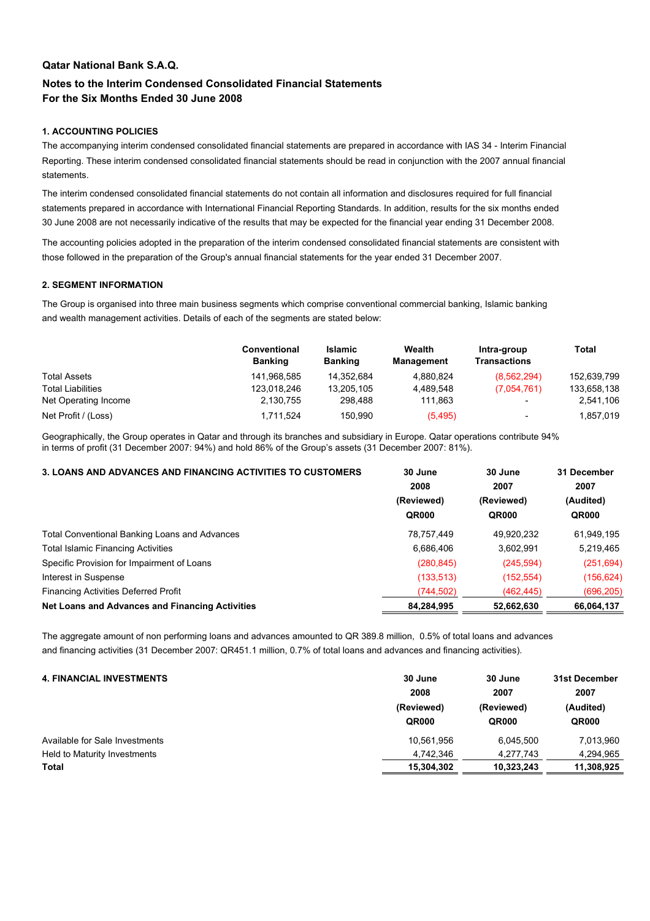**Qatar National Bank S.A.Q.**

## Notes to the Interim Condensed Consolidated Financial Statements
## For the Six Months Ended 30 June 2008

### 1. ACCOUNTING POLICIES

The accompanying interim condensed consolidated financial statements are prepared in accordance with IAS 34 - Interim Financial Reporting. These interim condensed consolidated financial statements should be read in conjunction with the 2007 annual financial statements.

The interim condensed consolidated financial statements do not contain all information and disclosures required for full financial statements prepared in accordance with International Financial Reporting Standards. In addition, results for the six months ended 30 June 2008 are not necessarily indicative of the results that may be expected for the financial year ending 31 December 2008.

The accounting policies adopted in the preparation of the interim condensed consolidated financial statements are consistent with those followed in the preparation of the Group's annual financial statements for the year ended 31 December 2007.

### 2. SEGMENT INFORMATION

The Group is organised into three main business segments which comprise conventional commercial banking, Islamic banking and wealth management activities. Details of each of the segments are stated below:

| | Conventional Banking | Islamic Banking | Wealth Management | Intra-group Transactions | Total |
|---|---|---|---|---|---|
| Total Assets | 141,968,585 | 14,352,684 | 4,880,824 | (8,562,294) | 152,639,799 |
| Total Liabilities | 123,018,246 | 13,205,105 | 4,489,548 | (7,054,761) | 133,658,138 |
| Net Operating Income | 2,130,755 | 298,488 | 111,863 | - | 2,541,106 |
| Net Profit / (Loss) | 1,711,524 | 150,990 | (5,495) | - | 1,857,019 |

Geographically, the Group operates in Qatar and through its branches and subsidiary in Europe. Qatar operations contribute 94% in terms of profit (31 December 2007: 94%) and hold 86% of the Group's assets (31 December 2007: 81%).

### 3. LOANS AND ADVANCES AND FINANCING ACTIVITIES TO CUSTOMERS

| | 30 June 2008 (Reviewed) QR000 | 30 June 2007 (Reviewed) QR000 | 31 December 2007 (Audited) QR000 |
|---|---|---|---|
| Total Conventional Banking Loans and Advances | 78,757,449 | 49,920,232 | 61,949,195 |
| Total Islamic Financing Activities | 6,686,406 | 3,602,991 | 5,219,465 |
| Specific Provision for Impairment of Loans | (280,845) | (245,594) | (251,694) |
| Interest in Suspense | (133,513) | (152,554) | (156,624) |
| Financing Activities Deferred Profit | (744,502) | (462,445) | (696,205) |
| **Net Loans and Advances and Financing Activities** | **84,284,995** | **52,662,630** | **66,064,137** |

The aggregate amount of non performing loans and advances amounted to QR 389.8 million, 0.5% of total loans and advances and financing activities (31 December 2007: QR451.1 million, 0.7% of total loans and advances and financing activities).

### 4. FINANCIAL INVESTMENTS

| | 30 June 2008 (Reviewed) QR000 | 30 June 2007 (Reviewed) QR000 | 31st December 2007 (Audited) QR000 |
|---|---|---|---|
| Available for Sale Investments | 10,561,956 | 6,045,500 | 7,013,960 |
| Held to Maturity Investments | 4,742,346 | 4,277,743 | 4,294,965 |
| **Total** | **15,304,302** | **10,323,243** | **11,308,925** |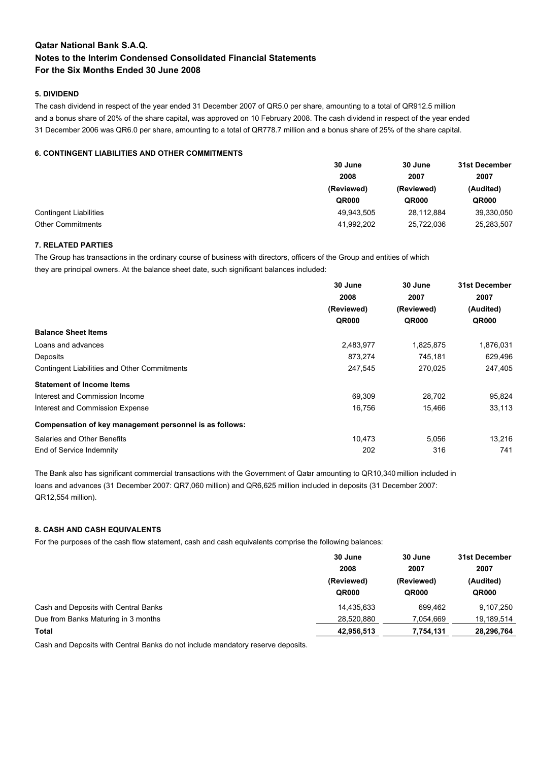**Qatar National Bank S.A.Q.**
**Notes to the Interim Condensed Consolidated Financial Statements**
**For the Six Months Ended 30 June 2008**

#### 5. DIVIDEND

The cash dividend in respect of the year ended 31 December 2007 of QR5.0 per share, amounting to a total of QR912.5 million and a bonus share of 20% of the share capital, was approved on 10 February 2008. The cash dividend in respect of the year ended 31 December 2006 was QR6.0 per share, amounting to a total of QR778.7 million and a bonus share of 25% of the share capital.

#### 6. CONTINGENT LIABILITIES AND OTHER COMMITMENTS

| | 30 June 2008 (Reviewed) QR000 | 30 June 2007 (Reviewed) QR000 | 31st December 2007 (Audited) QR000 |
|---|---|---|---|
| Contingent Liabilities | 49,943,505 | 28,112,884 | 39,330,050 |
| Other Commitments | 41,992,202 | 25,722,036 | 25,283,507 |

#### 7. RELATED PARTIES

The Group has transactions in the ordinary course of business with directors, officers of the Group and entities of which they are principal owners. At the balance sheet date, such significant balances included:

| | 30 June 2008 (Reviewed) QR000 | 30 June 2007 (Reviewed) QR000 | 31st December 2007 (Audited) QR000 |
|---|---|---|---|
| **Balance Sheet Items** | | | |
| Loans and advances | 2,483,977 | 1,825,875 | 1,876,031 |
| Deposits | 873,274 | 745,181 | 629,496 |
| Contingent Liabilities and Other Commitments | 247,545 | 270,025 | 247,405 |
| **Statement of Income Items** | | | |
| Interest and Commission Income | 69,309 | 28,702 | 95,824 |
| Interest and Commission Expense | 16,756 | 15,466 | 33,113 |
| **Compensation of key management personnel is as follows:** | | | |
| Salaries and Other Benefits | 10,473 | 5,056 | 13,216 |
| End of Service Indemnity | 202 | 316 | 741 |

The Bank also has significant commercial transactions with the Government of Qatar amounting to QR10,340 million included in loans and advances (31 December 2007: QR7,060 million) and QR6,625 million included in deposits (31 December 2007: QR12,554 million).

#### 8. CASH AND CASH EQUIVALENTS

For the purposes of the cash flow statement, cash and cash equivalents comprise the following balances:

| | 30 June 2008 (Reviewed) QR000 | 30 June 2007 (Reviewed) QR000 | 31st December 2007 (Audited) QR000 |
|---|---|---|---|
| Cash and Deposits with Central Banks | 14,435,633 | 699,462 | 9,107,250 |
| Due from Banks Maturing in 3 months | 28,520,880 | 7,054,669 | 19,189,514 |
| **Total** | **42,956,513** | **7,754,131** | **28,296,764** |

Cash and Deposits with Central Banks do not include mandatory reserve deposits.